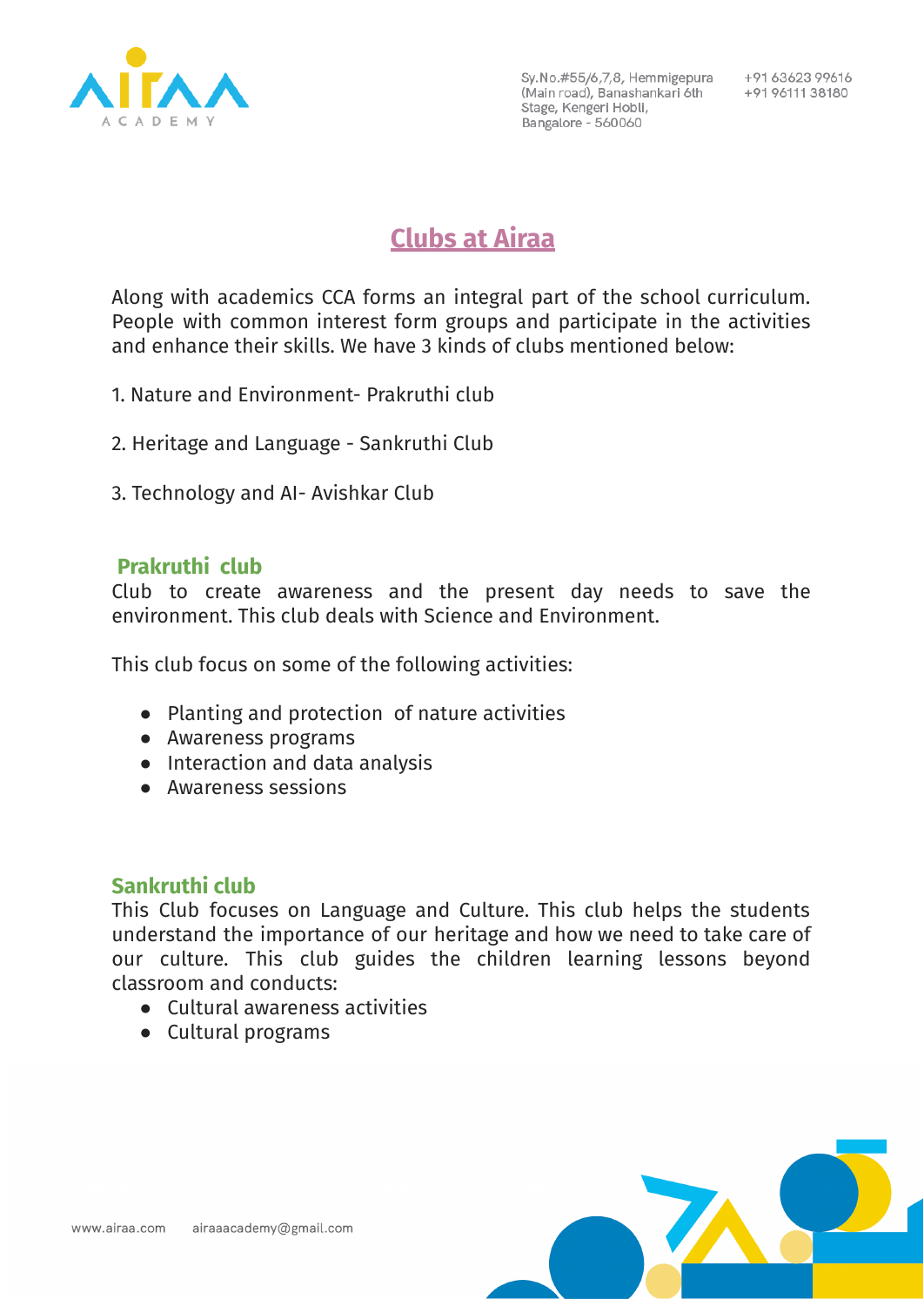# Clubs at Airaa

Along with academics CCA forms an integral part of the school curriculum. People with common interest form groups and participate in the activities and enhance their skills. We have 3 kinds of clubs mentioned below:

1. Nature and Environment- Prakruthi club
2. Heritage and Language - Sankruthi Club
3. Technology and AI- Avishkar Club

## Prakruthi club

Club to create awareness and the present day needs to save the environment. This club deals with Science and Environment.

This club focus on some of the following activities:

- Planting and protection of nature activities
- Awareness programs
- Interaction and data analysis
- Awareness sessions

## Sankruthi club

This Club focuses on Language and Culture. This club helps the students understand the importance of our heritage and how we need to take care of our culture. This club guides the children learning lessons beyond classroom and conducts:

- Cultural awareness activities
- Cultural programs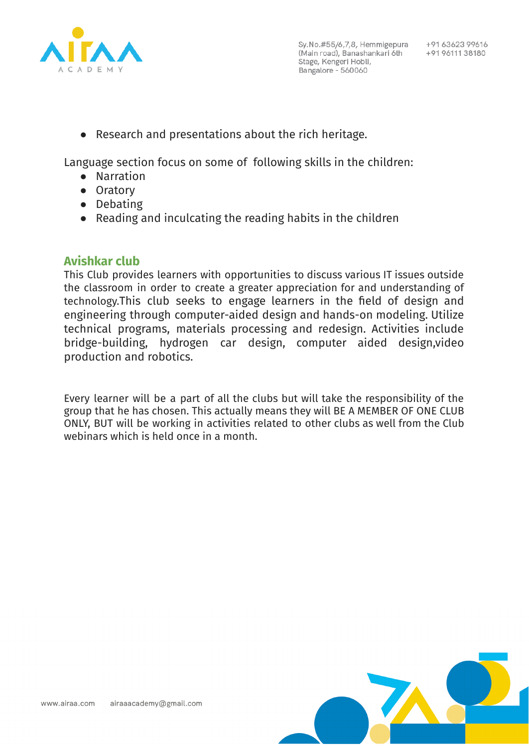- Research and presentations about the rich heritage.

Language section focus on some of following skills in the children:

- Narration
- Oratory
- Debating
- Reading and inculcating the reading habits in the children

## Avishkar club

This Club provides learners with opportunities to discuss various IT issues outside the classroom in order to create a greater appreciation for and understanding of technology.This club seeks to engage learners in the field of design and engineering through computer-aided design and hands-on modeling. Utilize technical programs, materials processing and redesign. Activities include bridge-building, hydrogen car design, computer aided design,video production and robotics.

Every learner will be a part of all the clubs but will take the responsibility of the group that he has chosen. This actually means they will BE A MEMBER OF ONE CLUB ONLY, BUT will be working in activities related to other clubs as well from the Club webinars which is held once in a month.